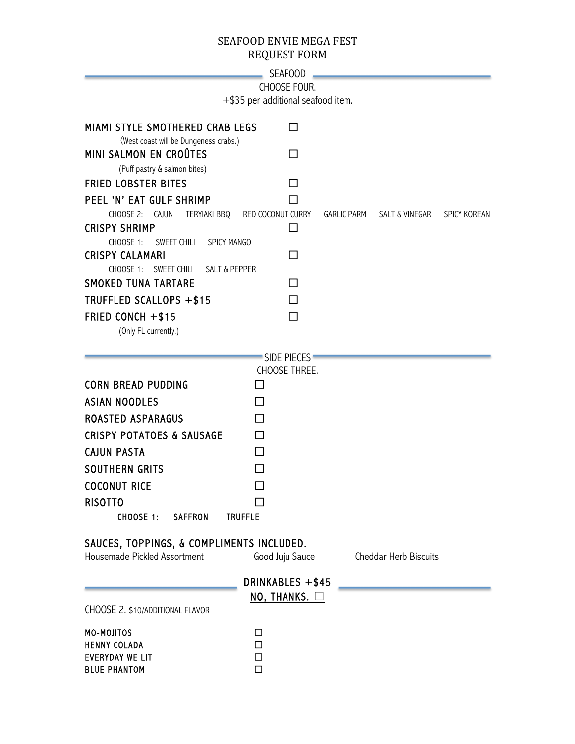# SEAFOOD ENVIE MEGA FEST
# REQUEST FORM

## SEAFOOD

CHOOSE FOUR.

+$35 per additional seafood item.

MIAMI STYLE SMOTHERED CRAB LEGS ☐
(West coast will be Dungeness crabs.)

MINI SALMON EN CROÛTES ☐
(Puff pastry & salmon bites)

FRIED LOBSTER BITES ☐

PEEL 'N' EAT GULF SHRIMP ☐
CHOOSE 2: CAJUN TERYIAKI BBQ RED COCONUT CURRY GARLIC PARM SALT & VINEGAR SPICY KOREAN

CRISPY SHRIMP ☐
CHOOSE 1: SWEET CHILI SPICY MANGO

CRISPY CALAMARI ☐
CHOOSE 1: SWEET CHILI SALT & PEPPER

SMOKED TUNA TARTARE ☐

TRUFFLED SCALLOPS +$15 ☐

FRIED CONCH +$15 ☐
(Only FL currently.)

## SIDE PIECES

CHOOSE THREE.

CORN BREAD PUDDING ☐

ASIAN NOODLES ☐

ROASTED ASPARAGUS ☐

CRISPY POTATOES & SAUSAGE ☐

CAJUN PASTA ☐

SOUTHERN GRITS ☐

COCONUT RICE ☐

RISOTTO ☐
CHOOSE 1: SAFFRON TRUFFLE

## SAUCES, TOPPINGS, & COMPLIMENTS INCLUDED.

Housemade Pickled Assortment Good Juju Sauce Cheddar Herb Biscuits

## DRINKABLES +$45

NO, THANKS. ☐

CHOOSE 2. $10/ADDITIONAL FLAVOR

MO-MOJITOS ☐

HENNY COLADA ☐

EVERYDAY WE LIT ☐

BLUE PHANTOM ☐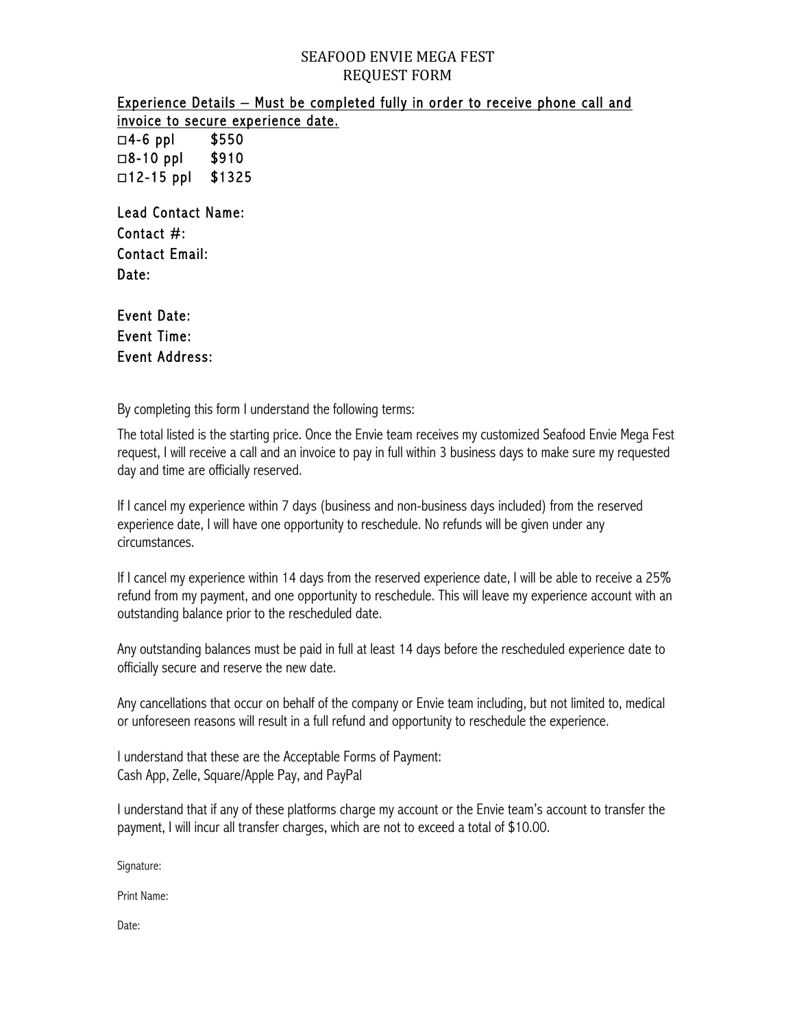# SEAFOOD ENVIE MEGA FEST
# REQUEST FORM

<u>Experience Details – Must be completed fully in order to receive phone call and invoice to secure experience date.</u>

- ☐4-6 ppl $550
- ☐8-10 ppl $910
- ☐12-15 ppl $1325

Lead Contact Name:
Contact #:
Contact Email:
Date:

Event Date:
Event Time:
Event Address:

By completing this form I understand the following terms:

The total listed is the starting price. Once the Envie team receives my customized Seafood Envie Mega Fest request, I will receive a call and an invoice to pay in full within 3 business days to make sure my requested day and time are officially reserved.

If I cancel my experience within 7 days (business and non-business days included) from the reserved experience date, I will have one opportunity to reschedule. No refunds will be given under any circumstances.

If I cancel my experience within 14 days from the reserved experience date, I will be able to receive a 25% refund from my payment, and one opportunity to reschedule. This will leave my experience account with an outstanding balance prior to the rescheduled date.

Any outstanding balances must be paid in full at least 14 days before the rescheduled experience date to officially secure and reserve the new date.

Any cancellations that occur on behalf of the company or Envie team including, but not limited to, medical or unforeseen reasons will result in a full refund and opportunity to reschedule the experience.

I understand that these are the Acceptable Forms of Payment:
Cash App, Zelle, Square/Apple Pay, and PayPal

I understand that if any of these platforms charge my account or the Envie team's account to transfer the payment, I will incur all transfer charges, which are not to exceed a total of $10.00.

Signature:

Print Name:

Date: